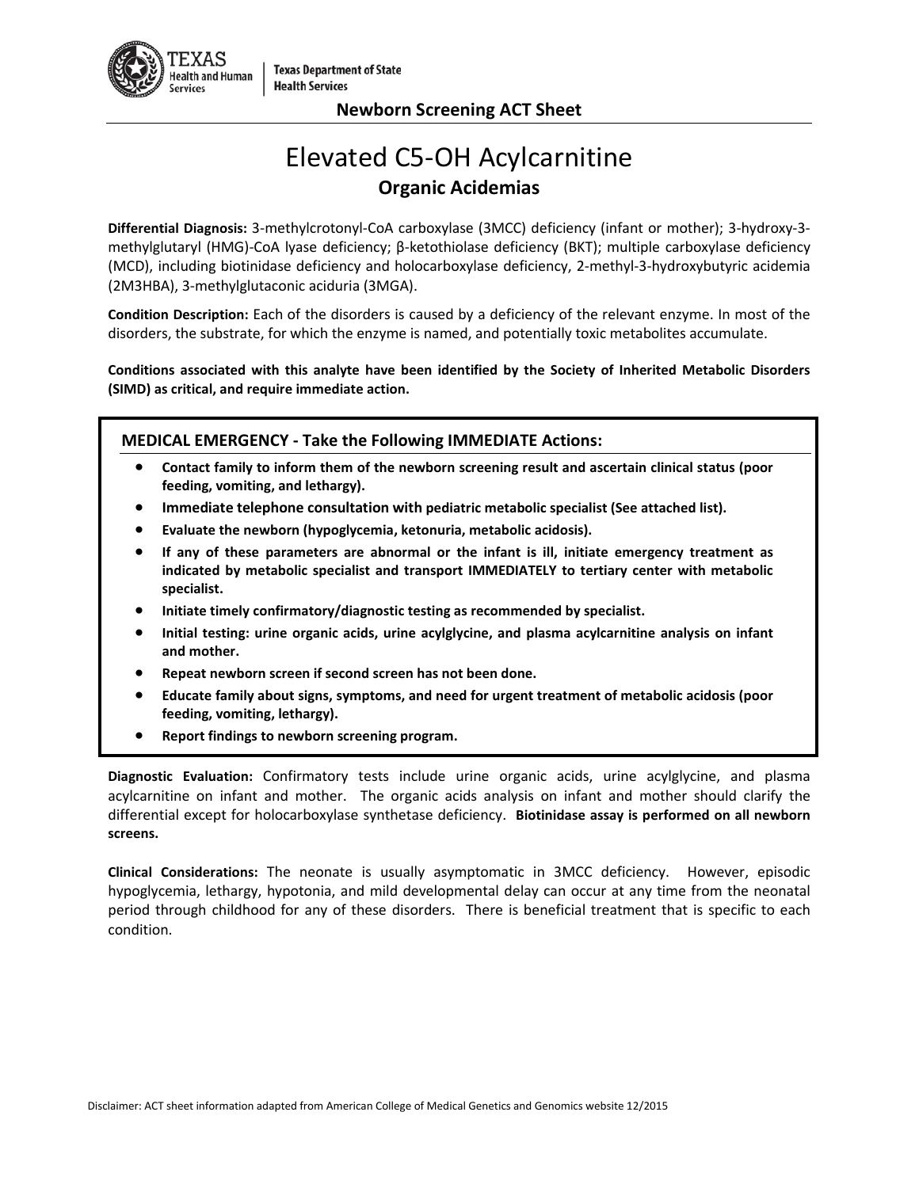Texas Department of State Health Services

**Newborn Screening ACT Sheet**

# Elevated C5-OH Acylcarnitine

## Organic Acidemias

**Differential Diagnosis:** 3-methylcrotonyl-CoA carboxylase (3MCC) deficiency (infant or mother); 3-hydroxy-3-methylglutaryl (HMG)-CoA lyase deficiency; β-ketothiolase deficiency (BKT); multiple carboxylase deficiency (MCD), including biotinidase deficiency and holocarboxylase deficiency, 2-methyl-3-hydroxybutyric acidemia (2M3HBA), 3-methylglutaconic aciduria (3MGA).

**Condition Description:** Each of the disorders is caused by a deficiency of the relevant enzyme. In most of the disorders, the substrate, for which the enzyme is named, and potentially toxic metabolites accumulate.

**Conditions associated with this analyte have been identified by the Society of Inherited Metabolic Disorders (SIMD) as critical, and require immediate action.**

### MEDICAL EMERGENCY - Take the Following IMMEDIATE Actions:

- **Contact family to inform them of the newborn screening result and ascertain clinical status (poor feeding, vomiting, and lethargy).**
- **Immediate telephone consultation with pediatric metabolic specialist (See attached list).**
- **Evaluate the newborn (hypoglycemia, ketonuria, metabolic acidosis).**
- **If any of these parameters are abnormal or the infant is ill, initiate emergency treatment as indicated by metabolic specialist and transport IMMEDIATELY to tertiary center with metabolic specialist.**
- **Initiate timely confirmatory/diagnostic testing as recommended by specialist.**
- **Initial testing: urine organic acids, urine acylglycine, and plasma acylcarnitine analysis on infant and mother.**
- **Repeat newborn screen if second screen has not been done.**
- **Educate family about signs, symptoms, and need for urgent treatment of metabolic acidosis (poor feeding, vomiting, lethargy).**
- **Report findings to newborn screening program.**

**Diagnostic Evaluation:** Confirmatory tests include urine organic acids, urine acylglycine, and plasma acylcarnitine on infant and mother. The organic acids analysis on infant and mother should clarify the differential except for holocarboxylase synthetase deficiency. **Biotinidase assay is performed on all newborn screens.**

**Clinical Considerations:** The neonate is usually asymptomatic in 3MCC deficiency. However, episodic hypoglycemia, lethargy, hypotonia, and mild developmental delay can occur at any time from the neonatal period through childhood for any of these disorders. There is beneficial treatment that is specific to each condition.

Disclaimer: ACT sheet information adapted from American College of Medical Genetics and Genomics website 12/2015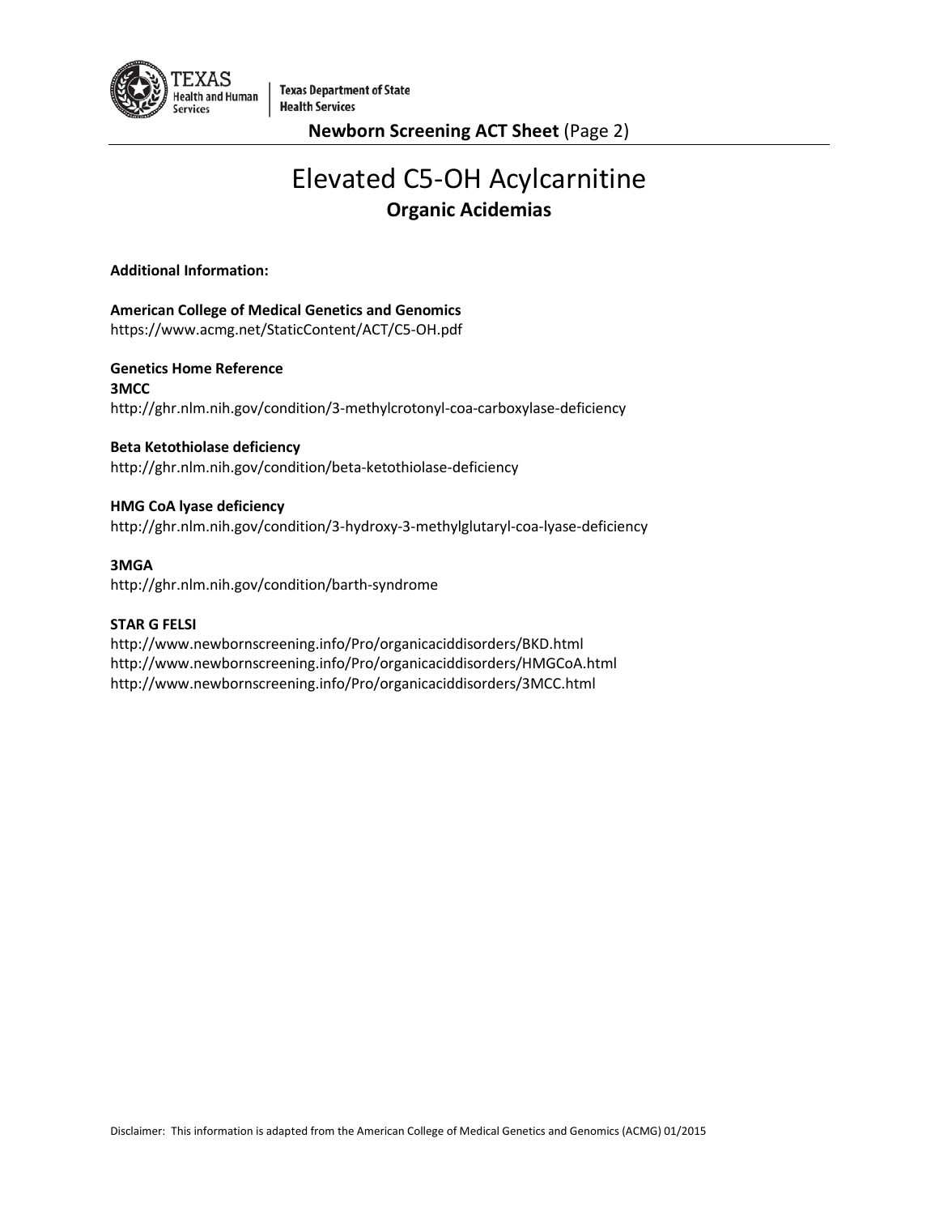# Elevated C5-OH Acylcarnitine

## Organic Acidemias

**Additional Information:**

**American College of Medical Genetics and Genomics**
https://www.acmg.net/StaticContent/ACT/C5-OH.pdf

**Genetics Home Reference**

**3MCC**
http://ghr.nlm.nih.gov/condition/3-methylcrotonyl-coa-carboxylase-deficiency

**Beta Ketothiolase deficiency**
http://ghr.nlm.nih.gov/condition/beta-ketothiolase-deficiency

**HMG CoA lyase deficiency**
http://ghr.nlm.nih.gov/condition/3-hydroxy-3-methylglutaryl-coa-lyase-deficiency

**3MGA**
http://ghr.nlm.nih.gov/condition/barth-syndrome

**STAR G FELSI**
http://www.newbornscreening.info/Pro/organicaciddisorders/BKD.html
http://www.newbornscreening.info/Pro/organicaciddisorders/HMGCoA.html
http://www.newbornscreening.info/Pro/organicaciddisorders/3MCC.html

Disclaimer: This information is adapted from the American College of Medical Genetics and Genomics (ACMG) 01/2015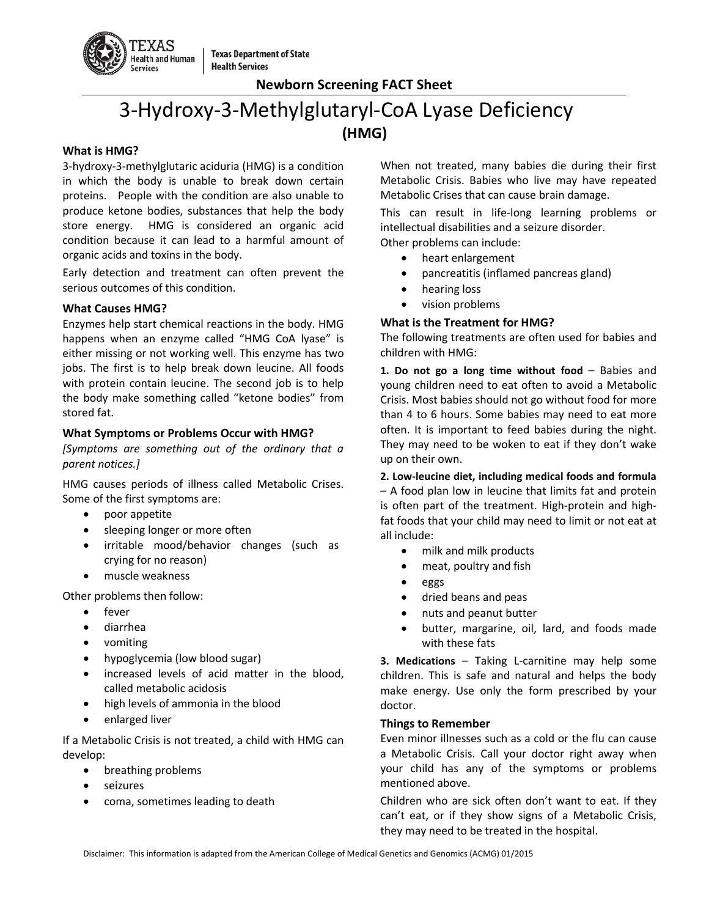**Newborn Screening FACT Sheet**

# 3-Hydroxy-3-Methylglutaryl-CoA Lyase Deficiency (HMG)

### What is HMG?

3-hydroxy-3-methylglutaric aciduria (HMG) is a condition in which the body is unable to break down certain proteins. People with the condition are also unable to produce ketone bodies, substances that help the body store energy. HMG is considered an organic acid condition because it can lead to a harmful amount of organic acids and toxins in the body.

Early detection and treatment can often prevent the serious outcomes of this condition.

### What Causes HMG?

Enzymes help start chemical reactions in the body. HMG happens when an enzyme called "HMG CoA lyase" is either missing or not working well. This enzyme has two jobs. The first is to help break down leucine. All foods with protein contain leucine. The second job is to help the body make something called "ketone bodies" from stored fat.

### What Symptoms or Problems Occur with HMG?

*[Symptoms are something out of the ordinary that a parent notices.]*

HMG causes periods of illness called Metabolic Crises. Some of the first symptoms are:

- poor appetite
- sleeping longer or more often
- irritable mood/behavior changes (such as crying for no reason)
- muscle weakness

Other problems then follow:

- fever
- diarrhea
- vomiting
- hypoglycemia (low blood sugar)
- increased levels of acid matter in the blood, called metabolic acidosis
- high levels of ammonia in the blood
- enlarged liver

If a Metabolic Crisis is not treated, a child with HMG can develop:

- breathing problems
- seizures
- coma, sometimes leading to death

When not treated, many babies die during their first Metabolic Crisis. Babies who live may have repeated Metabolic Crises that can cause brain damage.

This can result in life-long learning problems or intellectual disabilities and a seizure disorder.

Other problems can include:

- heart enlargement
- pancreatitis (inflamed pancreas gland)
- hearing loss
- vision problems

### What is the Treatment for HMG?

The following treatments are often used for babies and children with HMG:

**1. Do not go a long time without food** – Babies and young children need to eat often to avoid a Metabolic Crisis. Most babies should not go without food for more than 4 to 6 hours. Some babies may need to eat more often. It is important to feed babies during the night. They may need to be woken to eat if they don't wake up on their own.

**2. Low-leucine diet, including medical foods and formula** – A food plan low in leucine that limits fat and protein is often part of the treatment. High-protein and high-fat foods that your child may need to limit or not eat at all include:

- milk and milk products
- meat, poultry and fish
- eggs
- dried beans and peas
- nuts and peanut butter
- butter, margarine, oil, lard, and foods made with these fats

**3. Medications** – Taking L-carnitine may help some children. This is safe and natural and helps the body make energy. Use only the form prescribed by your doctor.

### Things to Remember

Even minor illnesses such as a cold or the flu can cause a Metabolic Crisis. Call your doctor right away when your child has any of the symptoms or problems mentioned above.

Children who are sick often don't want to eat. If they can't eat, or if they show signs of a Metabolic Crisis, they may need to be treated in the hospital.

Disclaimer: This information is adapted from the American College of Medical Genetics and Genomics (ACMG) 01/2015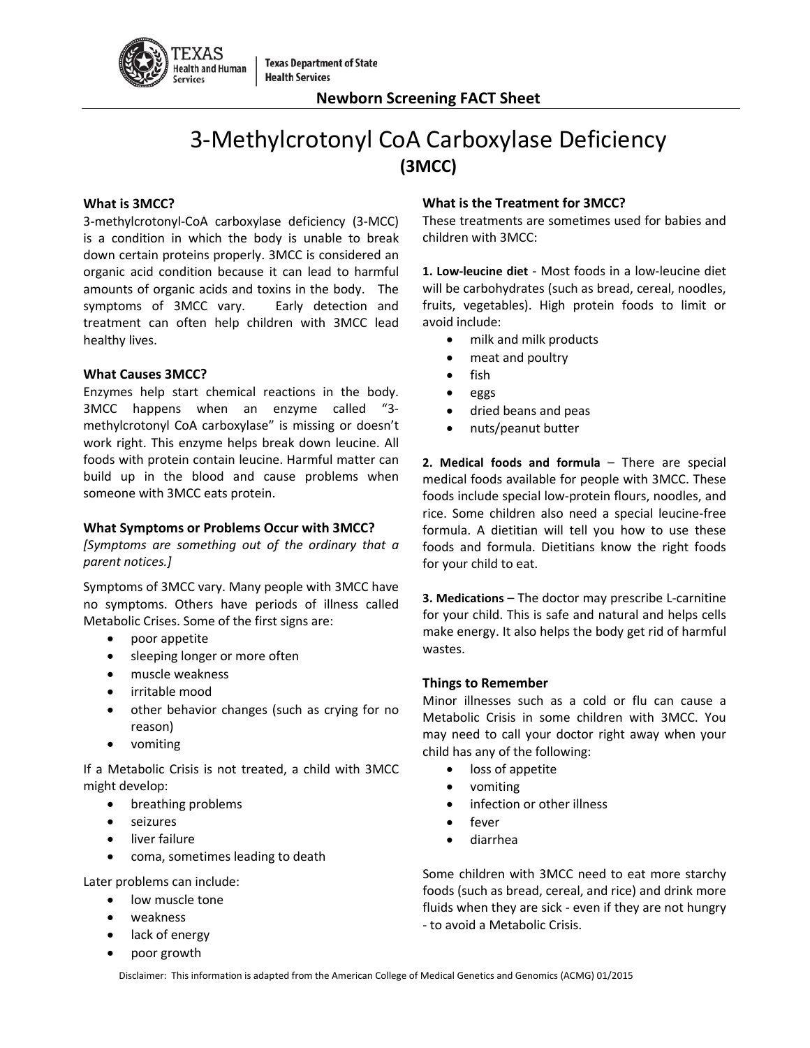Texas Health and Human Services | Texas Department of State Health Services

**Newborn Screening FACT Sheet**

# 3-Methylcrotonyl CoA Carboxylase Deficiency
## (3MCC)

### What is 3MCC?

3-methylcrotonyl-CoA carboxylase deficiency (3-MCC) is a condition in which the body is unable to break down certain proteins properly. 3MCC is considered an organic acid condition because it can lead to harmful amounts of organic acids and toxins in the body. The symptoms of 3MCC vary. Early detection and treatment can often help children with 3MCC lead healthy lives.

### What Causes 3MCC?

Enzymes help start chemical reactions in the body. 3MCC happens when an enzyme called "3-methylcrotonyl CoA carboxylase" is missing or doesn't work right. This enzyme helps break down leucine. All foods with protein contain leucine. Harmful matter can build up in the blood and cause problems when someone with 3MCC eats protein.

### What Symptoms or Problems Occur with 3MCC?

*[Symptoms are something out of the ordinary that a parent notices.]*

Symptoms of 3MCC vary. Many people with 3MCC have no symptoms. Others have periods of illness called Metabolic Crises. Some of the first signs are:

- poor appetite
- sleeping longer or more often
- muscle weakness
- irritable mood
- other behavior changes (such as crying for no reason)
- vomiting

If a Metabolic Crisis is not treated, a child with 3MCC might develop:

- breathing problems
- seizures
- liver failure
- coma, sometimes leading to death

Later problems can include:

- low muscle tone
- weakness
- lack of energy
- poor growth

### What is the Treatment for 3MCC?

These treatments are sometimes used for babies and children with 3MCC:

**1. Low-leucine diet** - Most foods in a low-leucine diet will be carbohydrates (such as bread, cereal, noodles, fruits, vegetables). High protein foods to limit or avoid include:

- milk and milk products
- meat and poultry
- fish
- eggs
- dried beans and peas
- nuts/peanut butter

**2. Medical foods and formula** – There are special medical foods available for people with 3MCC. These foods include special low-protein flours, noodles, and rice. Some children also need a special leucine-free formula. A dietitian will tell you how to use these foods and formula. Dietitians know the right foods for your child to eat.

**3. Medications** – The doctor may prescribe L-carnitine for your child. This is safe and natural and helps cells make energy. It also helps the body get rid of harmful wastes.

### Things to Remember

Minor illnesses such as a cold or flu can cause a Metabolic Crisis in some children with 3MCC. You may need to call your doctor right away when your child has any of the following:

- loss of appetite
- vomiting
- infection or other illness
- fever
- diarrhea

Some children with 3MCC need to eat more starchy foods (such as bread, cereal, and rice) and drink more fluids when they are sick - even if they are not hungry - to avoid a Metabolic Crisis.

Disclaimer: This information is adapted from the American College of Medical Genetics and Genomics (ACMG) 01/2015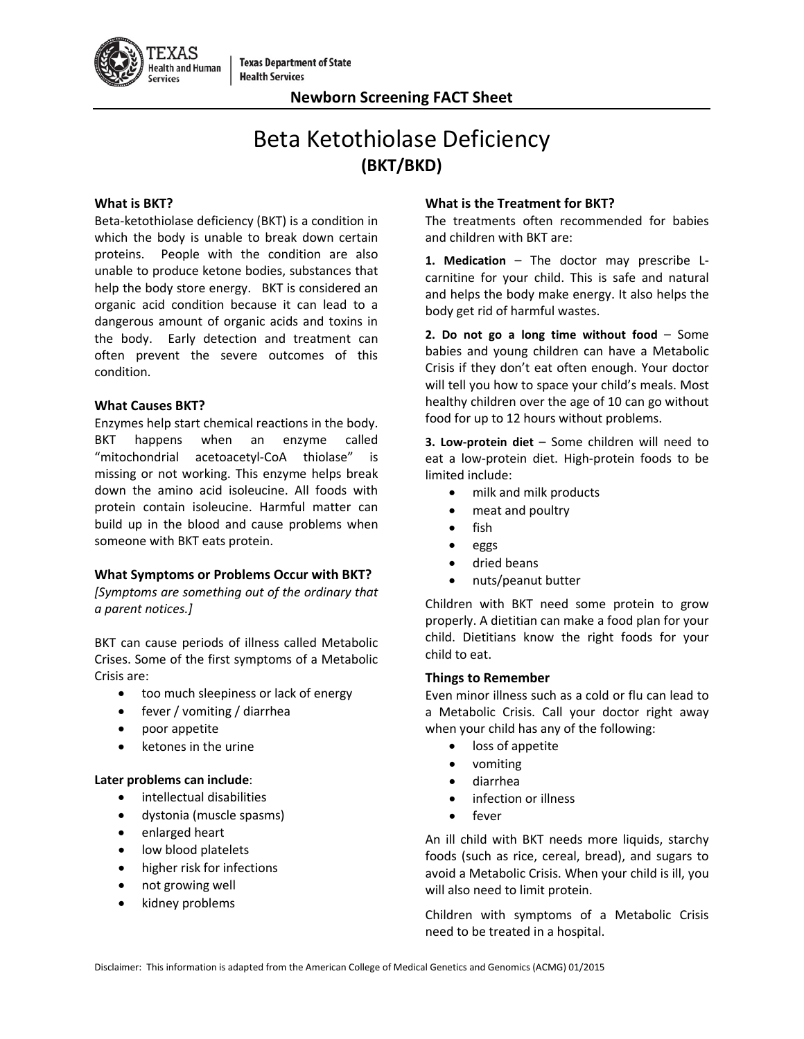Texas Health and Human Services | Texas Department of State Health Services

**Newborn Screening FACT Sheet**

# Beta Ketothiolase Deficiency
## (BKT/BKD)

### What is BKT?

Beta-ketothiolase deficiency (BKT) is a condition in which the body is unable to break down certain proteins. People with the condition are also unable to produce ketone bodies, substances that help the body store energy. BKT is considered an organic acid condition because it can lead to a dangerous amount of organic acids and toxins in the body. Early detection and treatment can often prevent the severe outcomes of this condition.

### What Causes BKT?

Enzymes help start chemical reactions in the body. BKT happens when an enzyme called "mitochondrial acetoacetyl-CoA thiolase" is missing or not working. This enzyme helps break down the amino acid isoleucine. All foods with protein contain isoleucine. Harmful matter can build up in the blood and cause problems when someone with BKT eats protein.

### What Symptoms or Problems Occur with BKT?

*[Symptoms are something out of the ordinary that a parent notices.]*

BKT can cause periods of illness called Metabolic Crises. Some of the first symptoms of a Metabolic Crisis are:

- too much sleepiness or lack of energy
- fever / vomiting / diarrhea
- poor appetite
- ketones in the urine

**Later problems can include**:

- intellectual disabilities
- dystonia (muscle spasms)
- enlarged heart
- low blood platelets
- higher risk for infections
- not growing well
- kidney problems

### What is the Treatment for BKT?

The treatments often recommended for babies and children with BKT are:

**1. Medication** – The doctor may prescribe L-carnitine for your child. This is safe and natural and helps the body make energy. It also helps the body get rid of harmful wastes.

**2. Do not go a long time without food** – Some babies and young children can have a Metabolic Crisis if they don't eat often enough. Your doctor will tell you how to space your child's meals. Most healthy children over the age of 10 can go without food for up to 12 hours without problems.

**3. Low-protein diet** – Some children will need to eat a low-protein diet. High-protein foods to be limited include:

- milk and milk products
- meat and poultry
- fish
- eggs
- dried beans
- nuts/peanut butter

Children with BKT need some protein to grow properly. A dietitian can make a food plan for your child. Dietitians know the right foods for your child to eat.

### Things to Remember

Even minor illness such as a cold or flu can lead to a Metabolic Crisis. Call your doctor right away when your child has any of the following:

- loss of appetite
- vomiting
- diarrhea
- infection or illness
- fever

An ill child with BKT needs more liquids, starchy foods (such as rice, cereal, bread), and sugars to avoid a Metabolic Crisis. When your child is ill, you will also need to limit protein.

Children with symptoms of a Metabolic Crisis need to be treated in a hospital.

Disclaimer: This information is adapted from the American College of Medical Genetics and Genomics (ACMG) 01/2015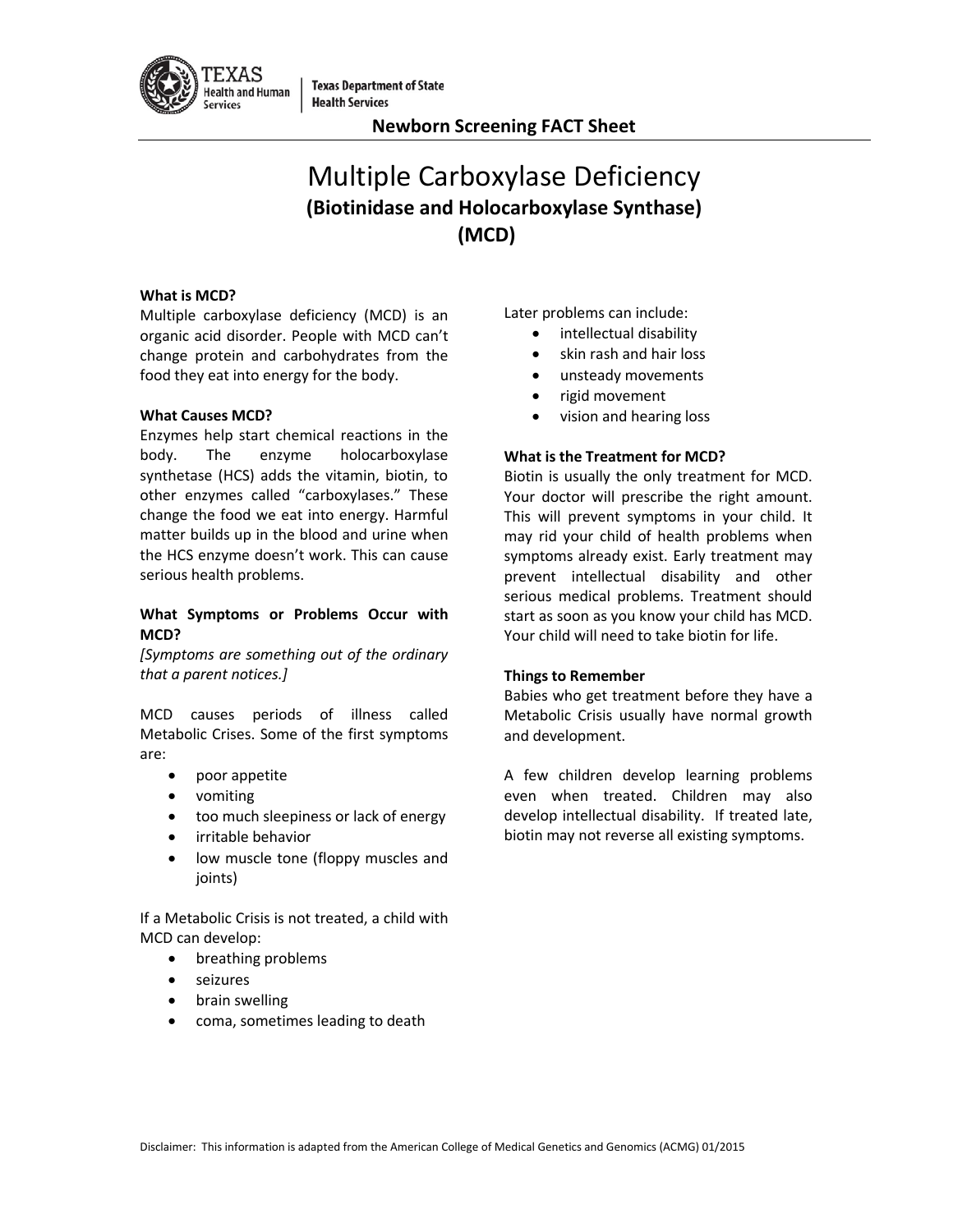Texas Health and Human Services | Texas Department of State Health Services

**Newborn Screening FACT Sheet**

# Multiple Carboxylase Deficiency

## (Biotinidase and Holocarboxylase Synthase)

## (MCD)

**What is MCD?**

Multiple carboxylase deficiency (MCD) is an organic acid disorder. People with MCD can't change protein and carbohydrates from the food they eat into energy for the body.

**What Causes MCD?**

Enzymes help start chemical reactions in the body. The enzyme holocarboxylase synthetase (HCS) adds the vitamin, biotin, to other enzymes called "carboxylases." These change the food we eat into energy. Harmful matter builds up in the blood and urine when the HCS enzyme doesn't work. This can cause serious health problems.

**What Symptoms or Problems Occur with MCD?**

*[Symptoms are something out of the ordinary that a parent notices.]*

MCD causes periods of illness called Metabolic Crises. Some of the first symptoms are:

- poor appetite
- vomiting
- too much sleepiness or lack of energy
- irritable behavior
- low muscle tone (floppy muscles and joints)

If a Metabolic Crisis is not treated, a child with MCD can develop:

- breathing problems
- seizures
- brain swelling
- coma, sometimes leading to death

Later problems can include:

- intellectual disability
- skin rash and hair loss
- unsteady movements
- rigid movement
- vision and hearing loss

**What is the Treatment for MCD?**

Biotin is usually the only treatment for MCD. Your doctor will prescribe the right amount. This will prevent symptoms in your child. It may rid your child of health problems when symptoms already exist. Early treatment may prevent intellectual disability and other serious medical problems. Treatment should start as soon as you know your child has MCD. Your child will need to take biotin for life.

**Things to Remember**

Babies who get treatment before they have a Metabolic Crisis usually have normal growth and development.

A few children develop learning problems even when treated. Children may also develop intellectual disability. If treated late, biotin may not reverse all existing symptoms.

Disclaimer: This information is adapted from the American College of Medical Genetics and Genomics (ACMG) 01/2015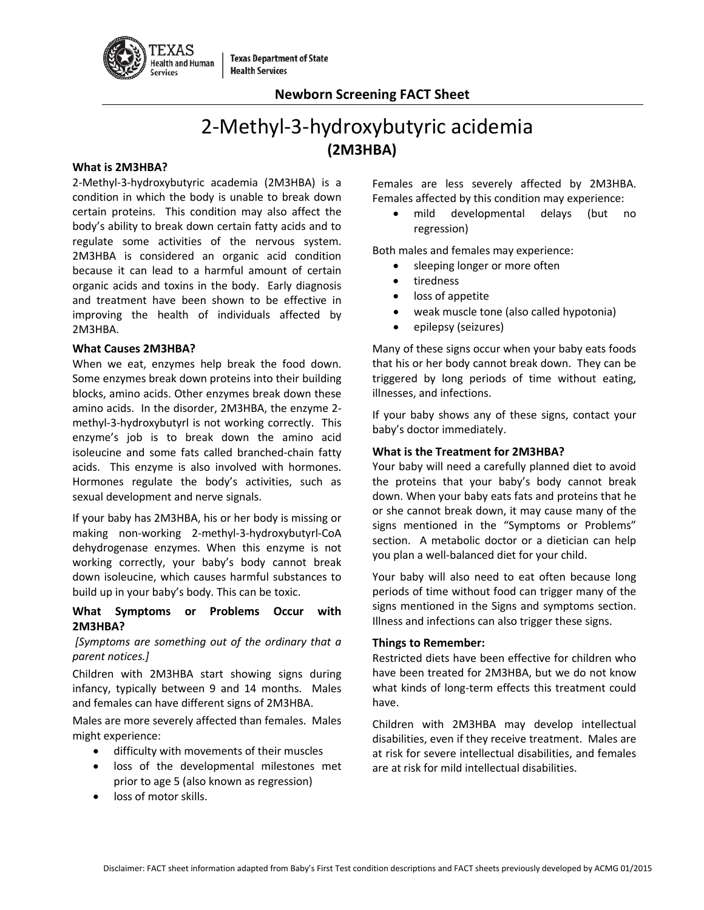Newborn Screening FACT Sheet

# 2-Methyl-3-hydroxybutyric acidemia

## (2M3HBA)

### What is 2M3HBA?

2-Methyl-3-hydroxybutyric academia (2M3HBA) is a condition in which the body is unable to break down certain proteins. This condition may also affect the body's ability to break down certain fatty acids and to regulate some activities of the nervous system. 2M3HBA is considered an organic acid condition because it can lead to a harmful amount of certain organic acids and toxins in the body. Early diagnosis and treatment have been shown to be effective in improving the health of individuals affected by 2M3HBA.

### What Causes 2M3HBA?

When we eat, enzymes help break the food down. Some enzymes break down proteins into their building blocks, amino acids. Other enzymes break down these amino acids. In the disorder, 2M3HBA, the enzyme 2-methyl-3-hydroxybutyrl is not working correctly. This enzyme's job is to break down the amino acid isoleucine and some fats called branched-chain fatty acids. This enzyme is also involved with hormones. Hormones regulate the body's activities, such as sexual development and nerve signals.

If your baby has 2M3HBA, his or her body is missing or making non-working 2-methyl-3-hydroxybutyrl-CoA dehydrogenase enzymes. When this enzyme is not working correctly, your baby's body cannot break down isoleucine, which causes harmful substances to build up in your baby's body. This can be toxic.

### What Symptoms or Problems Occur with 2M3HBA?

*[Symptoms are something out of the ordinary that a parent notices.]*

Children with 2M3HBA start showing signs during infancy, typically between 9 and 14 months. Males and females can have different signs of 2M3HBA.

Males are more severely affected than females. Males might experience:

- difficulty with movements of their muscles
- loss of the developmental milestones met prior to age 5 (also known as regression)
- loss of motor skills.

Females are less severely affected by 2M3HBA. Females affected by this condition may experience:

- mild developmental delays (but no regression)

Both males and females may experience:

- sleeping longer or more often
- tiredness
- loss of appetite
- weak muscle tone (also called hypotonia)
- epilepsy (seizures)

Many of these signs occur when your baby eats foods that his or her body cannot break down. They can be triggered by long periods of time without eating, illnesses, and infections.

If your baby shows any of these signs, contact your baby's doctor immediately.

### What is the Treatment for 2M3HBA?

Your baby will need a carefully planned diet to avoid the proteins that your baby's body cannot break down. When your baby eats fats and proteins that he or she cannot break down, it may cause many of the signs mentioned in the "Symptoms or Problems" section. A metabolic doctor or a dietician can help you plan a well-balanced diet for your child.

Your baby will also need to eat often because long periods of time without food can trigger many of the signs mentioned in the Signs and symptoms section. Illness and infections can also trigger these signs.

### Things to Remember:

Restricted diets have been effective for children who have been treated for 2M3HBA, but we do not know what kinds of long-term effects this treatment could have.

Children with 2M3HBA may develop intellectual disabilities, even if they receive treatment. Males are at risk for severe intellectual disabilities, and females are at risk for mild intellectual disabilities.

Disclaimer: FACT sheet information adapted from Baby's First Test condition descriptions and FACT sheets previously developed by ACMG 01/2015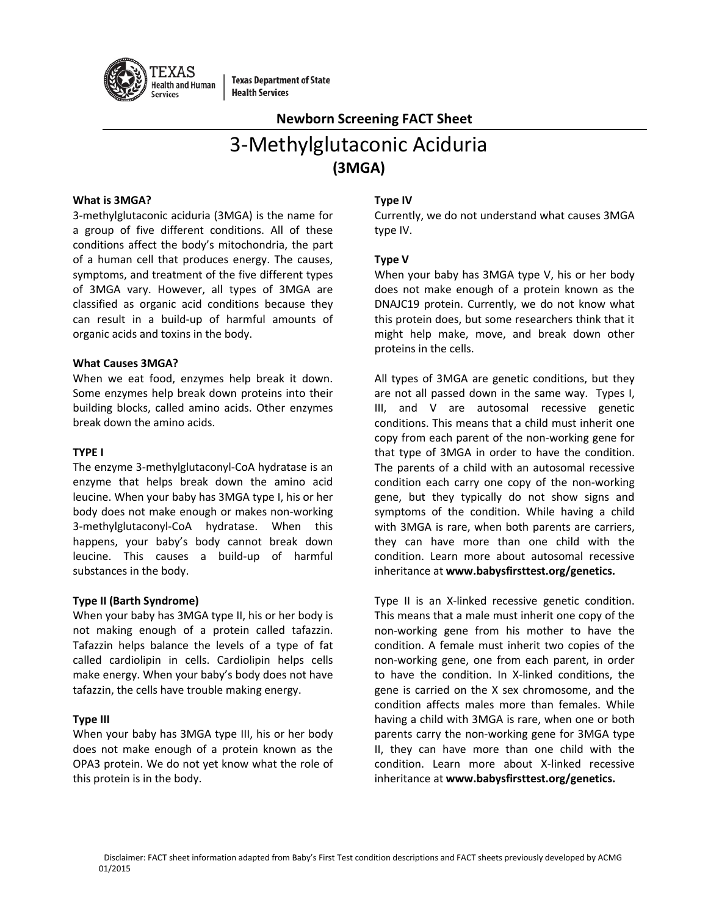Texas Health and Human Services | Texas Department of State Health Services

## Newborn Screening FACT Sheet

# 3-Methylglutaconic Aciduria
## (3MGA)

**What is 3MGA?**

3-methylglutaconic aciduria (3MGA) is the name for a group of five different conditions. All of these conditions affect the body's mitochondria, the part of a human cell that produces energy. The causes, symptoms, and treatment of the five different types of 3MGA vary. However, all types of 3MGA are classified as organic acid conditions because they can result in a build-up of harmful amounts of organic acids and toxins in the body.

**What Causes 3MGA?**

When we eat food, enzymes help break it down. Some enzymes help break down proteins into their building blocks, called amino acids. Other enzymes break down the amino acids.

**TYPE I**

The enzyme 3-methylglutaconyl-CoA hydratase is an enzyme that helps break down the amino acid leucine. When your baby has 3MGA type I, his or her body does not make enough or makes non-working 3-methylglutaconyl-CoA hydratase. When this happens, your baby's body cannot break down leucine. This causes a build-up of harmful substances in the body.

**Type II (Barth Syndrome)**

When your baby has 3MGA type II, his or her body is not making enough of a protein called tafazzin. Tafazzin helps balance the levels of a type of fat called cardiolipin in cells. Cardiolipin helps cells make energy. When your baby's body does not have tafazzin, the cells have trouble making energy.

**Type III**

When your baby has 3MGA type III, his or her body does not make enough of a protein known as the OPA3 protein. We do not yet know what the role of this protein is in the body.

**Type IV**

Currently, we do not understand what causes 3MGA type IV.

**Type V**

When your baby has 3MGA type V, his or her body does not make enough of a protein known as the DNAJC19 protein. Currently, we do not know what this protein does, but some researchers think that it might help make, move, and break down other proteins in the cells.

All types of 3MGA are genetic conditions, but they are not all passed down in the same way. Types I, III, and V are autosomal recessive genetic conditions. This means that a child must inherit one copy from each parent of the non-working gene for that type of 3MGA in order to have the condition. The parents of a child with an autosomal recessive condition each carry one copy of the non-working gene, but they typically do not show signs and symptoms of the condition. While having a child with 3MGA is rare, when both parents are carriers, they can have more than one child with the condition. Learn more about autosomal recessive inheritance at **www.babysfirsttest.org/genetics.**

Type II is an X-linked recessive genetic condition. This means that a male must inherit one copy of the non-working gene from his mother to have the condition. A female must inherit two copies of the non-working gene, one from each parent, in order to have the condition. In X-linked conditions, the gene is carried on the X sex chromosome, and the condition affects males more than females. While having a child with 3MGA is rare, when one or both parents carry the non-working gene for 3MGA type II, they can have more than one child with the condition. Learn more about X-linked recessive inheritance at **www.babysfirsttest.org/genetics.**

Disclaimer: FACT sheet information adapted from Baby's First Test condition descriptions and FACT sheets previously developed by ACMG 01/2015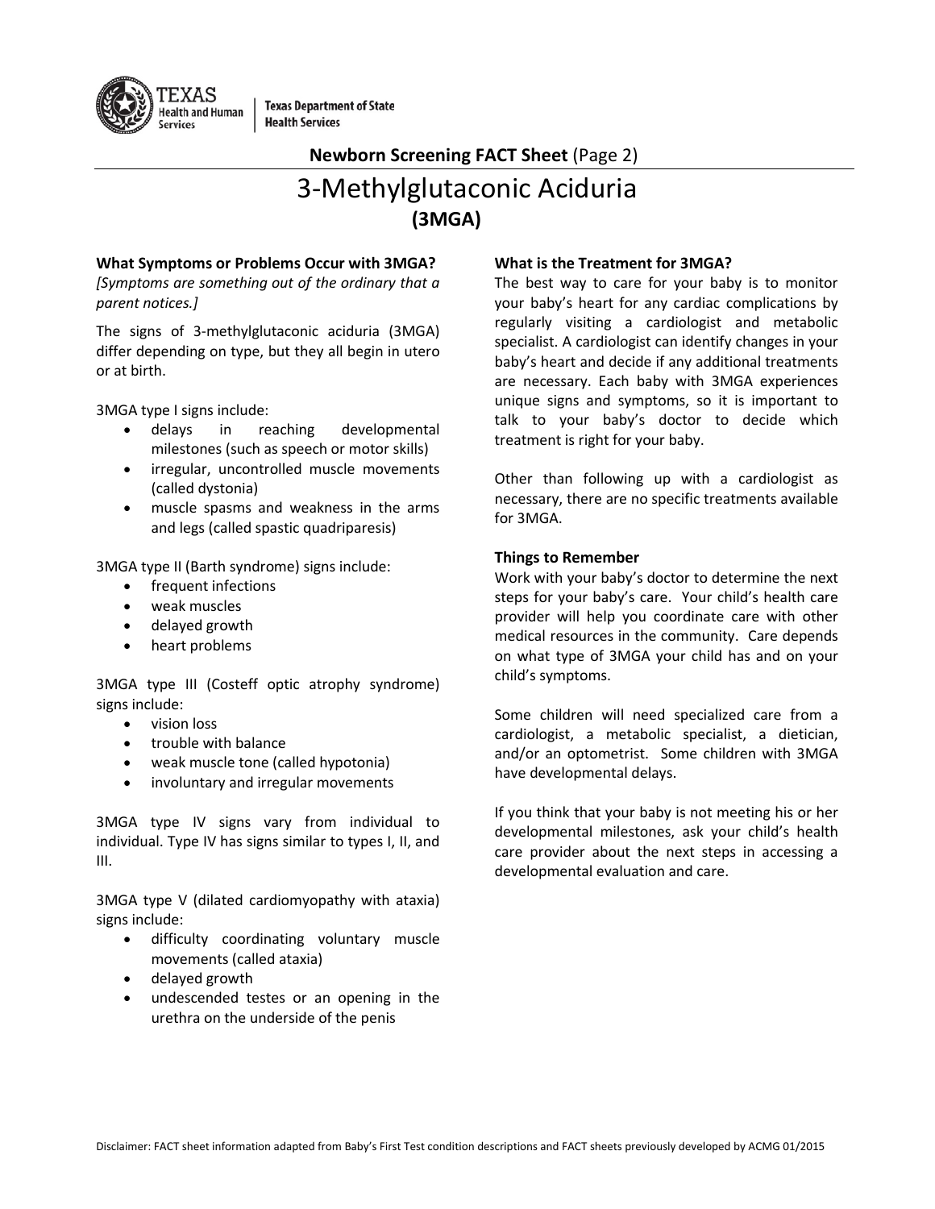**Newborn Screening FACT Sheet** (Page 2)

# 3-Methylglutaconic Aciduria
## (3MGA)

### What Symptoms or Problems Occur with 3MGA?

*[Symptoms are something out of the ordinary that a parent notices.]*

The signs of 3-methylglutaconic aciduria (3MGA) differ depending on type, but they all begin in utero or at birth.

3MGA type I signs include:

- delays in reaching developmental milestones (such as speech or motor skills)
- irregular, uncontrolled muscle movements (called dystonia)
- muscle spasms and weakness in the arms and legs (called spastic quadriparesis)

3MGA type II (Barth syndrome) signs include:

- frequent infections
- weak muscles
- delayed growth
- heart problems

3MGA type III (Costeff optic atrophy syndrome) signs include:

- vision loss
- trouble with balance
- weak muscle tone (called hypotonia)
- involuntary and irregular movements

3MGA type IV signs vary from individual to individual. Type IV has signs similar to types I, II, and III.

3MGA type V (dilated cardiomyopathy with ataxia) signs include:

- difficulty coordinating voluntary muscle movements (called ataxia)
- delayed growth
- undescended testes or an opening in the urethra on the underside of the penis

### What is the Treatment for 3MGA?

The best way to care for your baby is to monitor your baby's heart for any cardiac complications by regularly visiting a cardiologist and metabolic specialist. A cardiologist can identify changes in your baby's heart and decide if any additional treatments are necessary. Each baby with 3MGA experiences unique signs and symptoms, so it is important to talk to your baby's doctor to decide which treatment is right for your baby.

Other than following up with a cardiologist as necessary, there are no specific treatments available for 3MGA.

### Things to Remember

Work with your baby's doctor to determine the next steps for your baby's care. Your child's health care provider will help you coordinate care with other medical resources in the community. Care depends on what type of 3MGA your child has and on your child's symptoms.

Some children will need specialized care from a cardiologist, a metabolic specialist, a dietician, and/or an optometrist. Some children with 3MGA have developmental delays.

If you think that your baby is not meeting his or her developmental milestones, ask your child's health care provider about the next steps in accessing a developmental evaluation and care.

Disclaimer: FACT sheet information adapted from Baby's First Test condition descriptions and FACT sheets previously developed by ACMG 01/2015